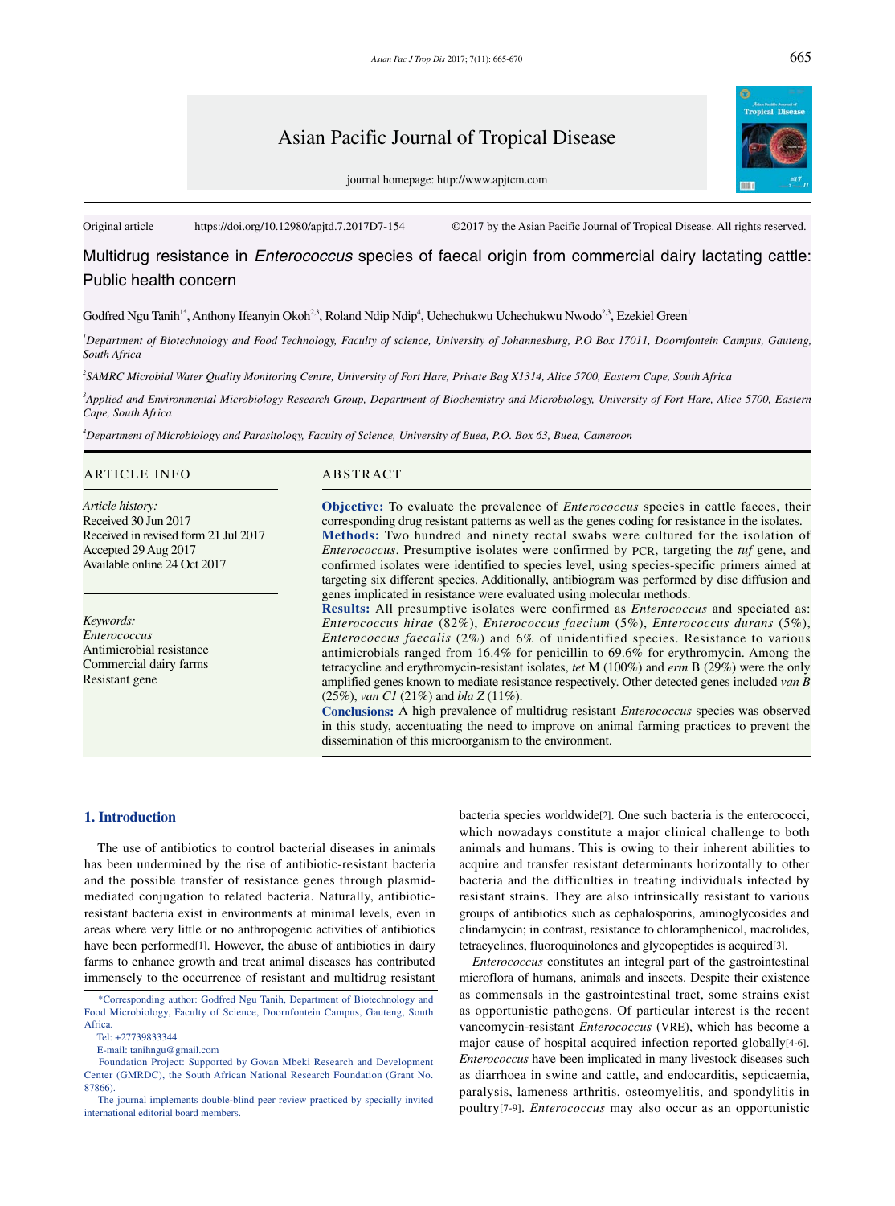Asian Pacific Journal of Tropical Disease

journal homepage: http://www.apjtcm.com

Original article https://doi.org/10.12980/apjtd.7.2017D7-154 ©2017 by the Asian Pacific Journal of Tropical Disease. All rights reserved.

# Multidrug resistance in *Enterococcus* species of faecal origin from commercial dairy lactating cattle: Public health concern

Godfred Ngu Tanih[1*], Anthony Ifeanyin Okoh[2,3], Roland Ndip Ndip[4], Uchechukwu Uchechukwu Nwodo[2,3], Ezekiel Green[1]

[1]*Department of Biotechnology and Food Technology, Faculty of science, University of Johannesburg, P.O Box 17011, Doornfontein Campus, Gauteng, South Africa*

[2]*SAMRC Microbial Water Quality Monitoring Centre, University of Fort Hare, Private Bag X1314, Alice 5700, Eastern Cape, South Africa*

[3]*Applied and Environmental Microbiology Research Group, Department of Biochemistry and Microbiology, University of Fort Hare, Alice 5700, Eastern Cape, South Africa*

[4]*Department of Microbiology and Parasitology, Faculty of Science, University of Buea, P.O. Box 63, Buea, Cameroon*

## ARTICLE INFO

*Article history:*
Received 30 Jun 2017
Received in revised form 21 Jul 2017
Accepted 29 Aug 2017
Available online 24 Oct 2017

*Keywords:*
*Enterococcus*
Antimicrobial resistance
Commercial dairy farms
Resistant gene

## ABSTRACT

**Objective:** To evaluate the prevalence of *Enterococcus* species in cattle faeces, their corresponding drug resistant patterns as well as the genes coding for resistance in the isolates.
**Methods:** Two hundred and ninety rectal swabs were cultured for the isolation of *Enterococcus*. Presumptive isolates were confirmed by PCR, targeting the *tuf* gene, and confirmed isolates were identified to species level, using species-specific primers aimed at targeting six different species. Additionally, antibiogram was performed by disc diffusion and genes implicated in resistance were evaluated using molecular methods.
**Results:** All presumptive isolates were confirmed as *Enterococcus* and speciated as: *Enterococcus hirae* (82%), *Enterococcus faecium* (5%), *Enterococcus durans* (5%), *Enterococcus faecalis* (2%) and 6% of unidentified species. Resistance to various antimicrobials ranged from 16.4% for penicillin to 69.6% for erythromycin. Among the tetracycline and erythromycin-resistant isolates, *tet* M (100%) and *erm* B (29%) were the only amplified genes known to mediate resistance respectively. Other detected genes included *van B* (25%), *van C1* (21%) and *bla Z* (11%).
**Conclusions:** A high prevalence of multidrug resistant *Enterococcus* species was observed in this study, accentuating the need to improve on animal farming practices to prevent the dissemination of this microorganism to the environment.

## 1. Introduction

The use of antibiotics to control bacterial diseases in animals has been undermined by the rise of antibiotic-resistant bacteria and the possible transfer of resistance genes through plasmid-mediated conjugation to related bacteria. Naturally, antibiotic-resistant bacteria exist in environments at minimal levels, even in areas where very little or no anthropogenic activities of antibiotics have been performed[1]. However, the abuse of antibiotics in dairy farms to enhance growth and treat animal diseases has contributed immensely to the occurrence of resistant and multidrug resistant bacteria species worldwide[2]. One such bacteria is the enterococci, which nowadays constitute a major clinical challenge to both animals and humans. This is owing to their inherent abilities to acquire and transfer resistant determinants horizontally to other bacteria and the difficulties in treating individuals infected by resistant strains. They are also intrinsically resistant to various groups of antibiotics such as cephalosporins, aminoglycosides and clindamycin; in contrast, resistance to chloramphenicol, macrolides, tetracyclines, fluoroquinolones and glycopeptides is acquired[3].

*Enterococcus* constitutes an integral part of the gastrointestinal microflora of humans, animals and insects. Despite their existence as commensals in the gastrointestinal tract, some strains exist as opportunistic pathogens. Of particular interest is the recent vancomycin-resistant *Enterococcus* (VRE), which has become a major cause of hospital acquired infection reported globally[4-6]. *Enterococcus* have been implicated in many livestock diseases such as diarrhoea in swine and cattle, and endocarditis, septicaemia, paralysis, lameness arthritis, osteomyelitis, and spondylitis in poultry[7-9]. *Enterococcus* may also occur as an opportunistic

*Corresponding author: Godfred Ngu Tanih, Department of Biotechnology and Food Microbiology, Faculty of Science, Doornfontein Campus, Gauteng, South Africa.

Tel: +27739833344

E-mail: tanihngu@gmail.com

Foundation Project: Supported by Govan Mbeki Research and Development Center (GMRDC), the South African National Research Foundation (Grant No. 87866).

The journal implements double-blind peer review practiced by specially invited international editorial board members.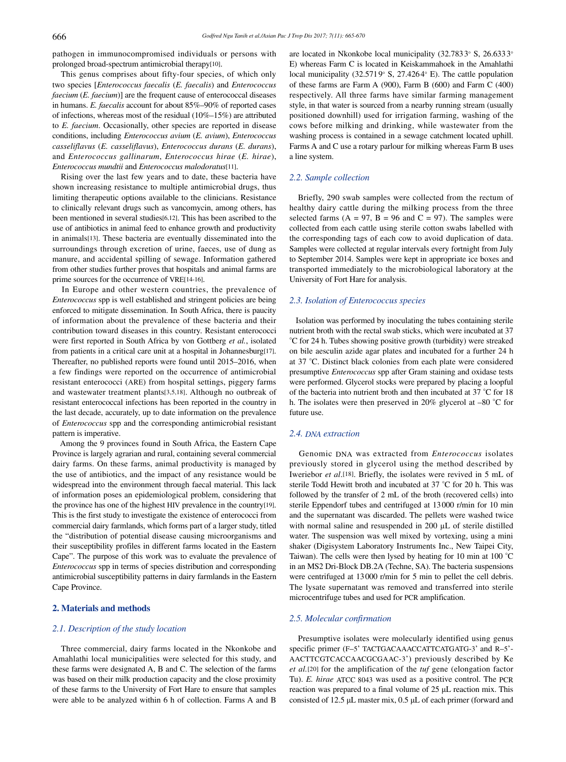pathogen in immunocompromised individuals or persons with prolonged broad-spectrum antimicrobial therapy[10].

This genus comprises about fifty-four species, of which only two species [*Enterococcus faecalis* (*E. faecalis*) and *Enterococcus faecium* (*E. faecium*)] are the frequent cause of enterococcal diseases in humans. *E. faecalis* account for about 85%–90% of reported cases of infections, whereas most of the residual (10%–15%) are attributed to *E. faecium*. Occasionally, other species are reported in disease conditions, including *Enterococcus avium* (*E. avium*), *Enterococcus casseliflavus* (*E. casseliflavus*), *Enterococcus durans* (*E. durans*), and *Enterococcus gallinarum*, *Enterococcus hirae* (*E. hirae*), *Enterococcus mundtii* and *Enterococcus malodoratus*[11].

Rising over the last few years and to date, these bacteria have shown increasing resistance to multiple antimicrobial drugs, thus limiting therapeutic options available to the clinicians. Resistance to clinically relevant drugs such as vancomycin, among others, has been mentioned in several studies[6,12]. This has been ascribed to the use of antibiotics in animal feed to enhance growth and productivity in animals[13]. These bacteria are eventually disseminated into the surroundings through excretion of urine, faeces, use of dung as manure, and accidental spilling of sewage. Information gathered from other studies further proves that hospitals and animal farms are prime sources for the occurrence of VRE[14-16].

In Europe and other western countries, the prevalence of *Enterococcus* spp is well established and stringent policies are being enforced to mitigate dissemination. In South Africa, there is paucity of information about the prevalence of these bacteria and their contribution toward diseases in this country. Resistant enterococci were first reported in South Africa by von Gottberg *et al.*, isolated from patients in a critical care unit at a hospital in Johannesburg[17]. Thereafter, no published reports were found until 2015–2016, when a few findings were reported on the occurrence of antimicrobial resistant enterococci (ARE) from hospital settings, piggery farms and wastewater treatment plants[3,5,18]. Although no outbreak of resistant enterococcal infections has been reported in the country in the last decade, accurately, up to date information on the prevalence of *Enterococcus* spp and the corresponding antimicrobial resistant pattern is imperative.

Among the 9 provinces found in South Africa, the Eastern Cape Province is largely agrarian and rural, containing several commercial dairy farms. On these farms, animal productivity is managed by the use of antibiotics, and the impact of any resistance would be widespread into the environment through faecal material. This lack of information poses an epidemiological problem, considering that the province has one of the highest HIV prevalence in the country[19]. This is the first study to investigate the existence of enterococci from commercial dairy farmlands, which forms part of a larger study, titled the "distribution of potential disease causing microorganisms and their susceptibility profiles in different farms located in the Eastern Cape". The purpose of this work was to evaluate the prevalence of *Enterococcus* spp in terms of species distribution and corresponding antimicrobial susceptibility patterns in dairy farmlands in the Eastern Cape Province.

## 2. Materials and methods

### 2.1. Description of the study location

Three commercial, dairy farms located in the Nkonkobe and Amahlathi local municipalities were selected for this study, and these farms were designated A, B and C. The selection of the farms was based on their milk production capacity and the close proximity of these farms to the University of Fort Hare to ensure that samples were able to be analyzed within 6 h of collection. Farms A and B are located in Nkonkobe local municipality (32.7833° S, 26.6333° E) whereas Farm C is located in Keiskammahoek in the Amahlathi local municipality (32.5719° S, 27.4264° E). The cattle population of these farms are Farm A (900), Farm B (600) and Farm C (400) respectively. All three farms have similar farming management style, in that water is sourced from a nearby running stream (usually positioned downhill) used for irrigation farming, washing of the cows before milking and drinking, while wastewater from the washing process is contained in a sewage catchment located uphill. Farms A and C use a rotary parlour for milking whereas Farm B uses a line system.

### 2.2. Sample collection

Briefly, 290 swab samples were collected from the rectum of healthy dairy cattle during the milking process from the three selected farms (A = 97, B = 96 and C = 97). The samples were collected from each cattle using sterile cotton swabs labelled with the corresponding tags of each cow to avoid duplication of data. Samples were collected at regular intervals every fortnight from July to September 2014. Samples were kept in appropriate ice boxes and transported immediately to the microbiological laboratory at the University of Fort Hare for analysis.

### 2.3. Isolation of *Enterococcus* species

Isolation was performed by inoculating the tubes containing sterile nutrient broth with the rectal swab sticks, which were incubated at 37 °C for 24 h. Tubes showing positive growth (turbidity) were streaked on bile aesculin azide agar plates and incubated for a further 24 h at 37 °C. Distinct black colonies from each plate were considered presumptive *Enterococcus* spp after Gram staining and oxidase tests were performed. Glycerol stocks were prepared by placing a loopful of the bacteria into nutrient broth and then incubated at 37 °C for 18 h. The isolates were then preserved in 20% glycerol at –80 °C for future use.

### 2.4. DNA extraction

Genomic DNA was extracted from *Enterococcus* isolates previously stored in glycerol using the method described by Iweriebor *et al*.[18]. Briefly, the isolates were revived in 5 mL of sterile Todd Hewitt broth and incubated at 37 °C for 20 h. This was followed by the transfer of 2 mL of the broth (recovered cells) into sterile Eppendorf tubes and centrifuged at 13000 r/min for 10 min and the supernatant was discarded. The pellets were washed twice with normal saline and resuspended in 200 µL of sterile distilled water. The suspension was well mixed by vortexing, using a mini shaker (Digisystem Laboratory Instruments Inc., New Taipei City, Taiwan). The cells were then lysed by heating for 10 min at 100 °C in an MS2 Dri-Block DB.2A (Techne, SA). The bacteria suspensions were centrifuged at 13000 r/min for 5 min to pellet the cell debris. The lysate supernatant was removed and transferred into sterile microcentrifuge tubes and used for PCR amplification.

### 2.5. Molecular confirmation

Presumptive isolates were molecularly identified using genus specific primer (F–5' TACTGACAAACCATTCATGATG-3' and R–5'-AACTTCGTCACCAACGCGAAC-3') previously described by Ke *et al*.[20] for the amplification of the *tuf* gene (elongation factor Tu). *E. hirae* ATCC 8043 was used as a positive control. The PCR reaction was prepared to a final volume of 25 µL reaction mix. This consisted of 12.5 µL master mix, 0.5 µL of each primer (forward and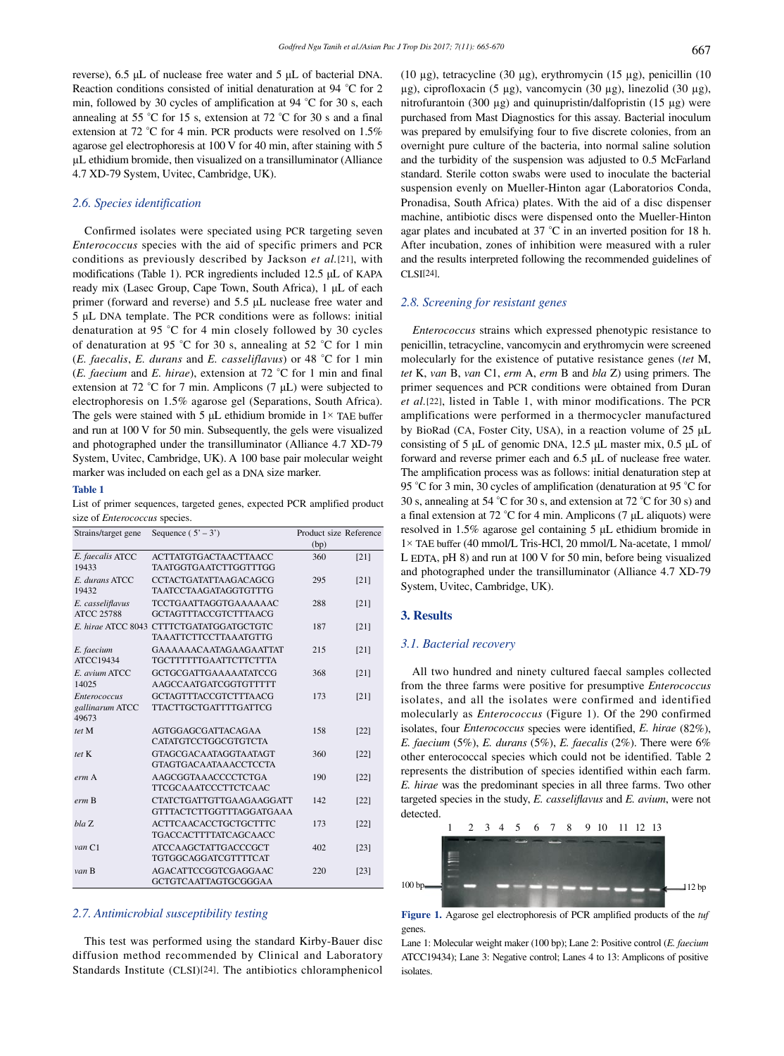reverse), 6.5 µL of nuclease free water and 5 µL of bacterial DNA. Reaction conditions consisted of initial denaturation at 94 °C for 2 min, followed by 30 cycles of amplification at 94 °C for 30 s, each annealing at 55 °C for 15 s, extension at 72 °C for 30 s and a final extension at 72 °C for 4 min. PCR products were resolved on 1.5% agarose gel electrophoresis at 100 V for 40 min, after staining with 5 µL ethidium bromide, then visualized on a transilluminator (Alliance 4.7 XD-79 System, Uvitec, Cambridge, UK).

### 2.6. Species identification

Confirmed isolates were speciated using PCR targeting seven *Enterococcus* species with the aid of specific primers and PCR conditions as previously described by Jackson *et al.*[21], with modifications (Table 1). PCR ingredients included 12.5 µL of KAPA ready mix (Lasec Group, Cape Town, South Africa), 1 µL of each primer (forward and reverse) and 5.5 µL nuclease free water and 5 µL DNA template. The PCR conditions were as follows: initial denaturation at 95 °C for 4 min closely followed by 30 cycles of denaturation at 95 °C for 30 s, annealing at 52 °C for 1 min (*E. faecalis*, *E. durans* and *E. casseliflavus*) or 48 °C for 1 min (*E. faecium* and *E. hirae*), extension at 72 °C for 1 min and final extension at 72 °C for 7 min. Amplicons (7 µL) were subjected to electrophoresis on 1.5% agarose gel (Separations, South Africa). The gels were stained with 5 µL ethidium bromide in 1× TAE buffer and run at 100 V for 50 min. Subsequently, the gels were visualized and photographed under the transilluminator (Alliance 4.7 XD-79 System, Uvitec, Cambridge, UK). A 100 base pair molecular weight marker was included on each gel as a DNA size marker.

**Table 1**

List of primer sequences, targeted genes, expected PCR amplified product size of *Enterococcus* species.

| Strains/target gene | Sequence ( 5' – 3') | Product size (bp) | Reference |
|---|---|---|---|
| *E. faecalis* ATCC 19433 | ACTTATGTGACTAACTTAACC TAATGGTGAATCTTGGTTTGG | 360 | [21] |
| *E. durans* ATCC 19432 | CCTACTGATATTAAGACAGCG TAATCCTAAGATAGGTGTTTG | 295 | [21] |
| *E. casseliflavus* ATCC 25788 | TCCTGAATTAGGTGAAAAAAC GCTAGTTTACCGTCTTTAACG | 288 | [21] |
| *E. hirae* ATCC 8043 | CTTTCTGATATGGATGCTGTC TAAATTCTTCCTTAAATGTTG | 187 | [21] |
| *E. faecium* ATCC19434 | GAAAAAACAATAGAAGAATTAT TGCTTTTTTGAATTCTTCTTTA | 215 | [21] |
| *E. avium* ATCC 14025 | GCTGCGATTGAAAAATATCCG AAGCCAATGATCGGTGTTTTT | 368 | [21] |
| *Enterococcus gallinarum* ATCC 49673 | GCTAGTTTACCGTCTTTAACG TTACTTGCTGATTTTGATTCG | 173 | [21] |
| *tet* M | AGTGGAGCGATTACAGAA CATATGTCCTGGCGTGTCTA | 158 | [22] |
| *tet* K | GTAGCGACAATAGGTAATAGT GTAGTGACAATAAACCTCCTA | 360 | [22] |
| *erm* A | AAGCGGTAAACCCCTCTGA TTCGCAAATCCCTTCTCAAC | 190 | [22] |
| *erm* B | CTATCTGATTGTTGAAGAAGGATT GTTTACTCTTGGTTTAGGATGAAA | 142 | [22] |
| *bla* Z | ACTTCAACACCTGCTGCTTTC TGACCACTTTTATCAGCAACC | 173 | [22] |
| *van* C1 | ATCCAAGCTATTGACCCGCT TGTGGCAGGATCGTTTTCAT | 402 | [23] |
| *van* B | AGACATTCCGGTCGAGGAAC GCTGTCAATTAGTGCGGGAA | 220 | [23] |

### 2.7. Antimicrobial susceptibility testing

This test was performed using the standard Kirby-Bauer disc diffusion method recommended by Clinical and Laboratory Standards Institute (CLSI)[24]. The antibiotics chloramphenicol (10 µg), tetracycline (30 µg), erythromycin (15 µg), penicillin (10 µg), ciprofloxacin (5 µg), vancomycin (30 µg), linezolid (30 µg), nitrofurantoin (300 µg) and quinupristin/dalfopristin (15 µg) were purchased from Mast Diagnostics for this assay. Bacterial inoculum was prepared by emulsifying four to five discrete colonies, from an overnight pure culture of the bacteria, into normal saline solution and the turbidity of the suspension was adjusted to 0.5 McFarland standard. Sterile cotton swabs were used to inoculate the bacterial suspension evenly on Mueller-Hinton agar (Laboratorios Conda, Pronadisa, South Africa) plates. With the aid of a disc dispenser machine, antibiotic discs were dispensed onto the Mueller-Hinton agar plates and incubated at 37 °C in an inverted position for 18 h. After incubation, zones of inhibition were measured with a ruler and the results interpreted following the recommended guidelines of CLSI[24].

### 2.8. Screening for resistant genes

*Enterococcus* strains which expressed phenotypic resistance to penicillin, tetracycline, vancomycin and erythromycin were screened molecularly for the existence of putative resistance genes (*tet* M, *tet* K, *van* B, *van* C1, *erm* A, *erm* B and *bla* Z) using primers. The primer sequences and PCR conditions were obtained from Duran *et al.*[22], listed in Table 1, with minor modifications. The PCR amplifications were performed in a thermocycler manufactured by BioRad (CA, Foster City, USA), in a reaction volume of 25 µL consisting of 5 µL of genomic DNA, 12.5 µL master mix, 0.5 µL of forward and reverse primer each and 6.5 µL of nuclease free water. The amplification process was as follows: initial denaturation step at 95 °C for 3 min, 30 cycles of amplification (denaturation at 95 °C for 30 s, annealing at 54 °C for 30 s, and extension at 72 °C for 30 s) and a final extension at 72 °C for 4 min. Amplicons (7 µL aliquots) were resolved in 1.5% agarose gel containing 5 µL ethidium bromide in 1× TAE buffer (40 mmol/L Tris-HCl, 20 mmol/L Na-acetate, 1 mmol/L EDTA, pH 8) and run at 100 V for 50 min, before being visualized and photographed under the transilluminator (Alliance 4.7 XD-79 System, Uvitec, Cambridge, UK).

## 3. Results

### 3.1. Bacterial recovery

All two hundred and ninety cultured faecal samples collected from the three farms were positive for presumptive *Enterococcus* isolates, and all the isolates were confirmed and identified molecularly as *Enterococcus* (Figure 1). Of the 290 confirmed isolates, four *Enterococcus* species were identified, *E. hirae* (82%), *E. faecium* (5%), *E. durans* (5%), *E. faecalis* (2%). There were 6% other enterococcal species which could not be identified. Table 2 represents the distribution of species identified within each farm. *E. hirae* was the predominant species in all three farms. Two other targeted species in the study, *E. casseliflavus* and *E. avium*, were not detected.

**Figure 1.** Agarose gel electrophoresis of PCR amplified products of the *tuf* genes.

Lane 1: Molecular weight maker (100 bp); Lane 2: Positive control (*E. faecium* ATCC19434); Lane 3: Negative control; Lanes 4 to 13: Amplicons of positive isolates.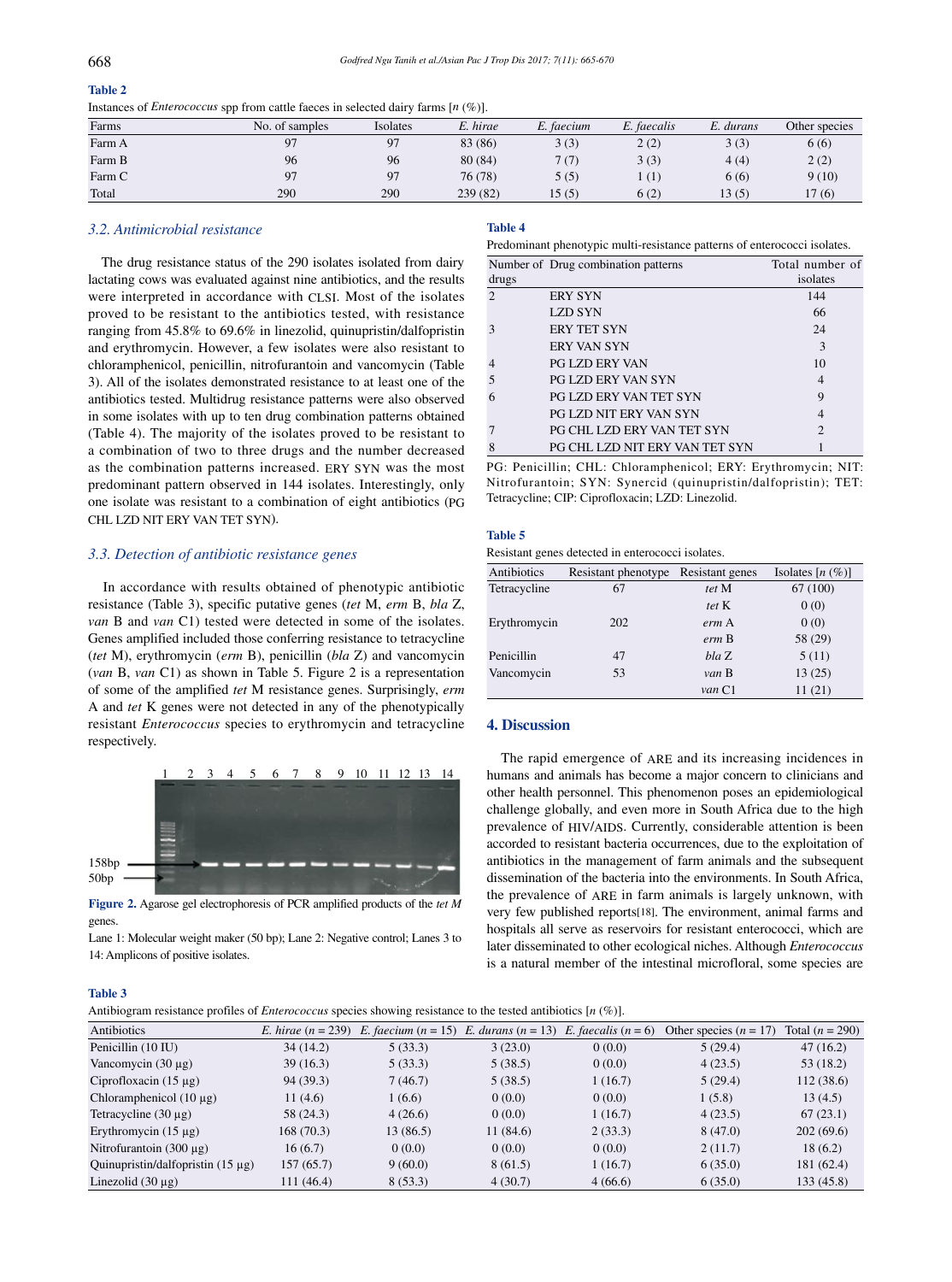**Table 2**

Instances of *Enterococcus* spp from cattle faeces in selected dairy farms [*n* (%)].

| Farms | No. of samples | Isolates | *E. hirae* | *E. faecium* | *E. faecalis* | *E. durans* | Other species |
|---|---|---|---|---|---|---|---|
| Farm A | 97 | 97 | 83 (86) | 3 (3) | 2 (2) | 3 (3) | 6 (6) |
| Farm B | 96 | 96 | 80 (84) | 7 (7) | 3 (3) | 4 (4) | 2 (2) |
| Farm C | 97 | 97 | 76 (78) | 5 (5) | 1 (1) | 6 (6) | 9 (10) |
| Total | 290 | 290 | 239 (82) | 15 (5) | 6 (2) | 13 (5) | 17 (6) |

### 3.2. Antimicrobial resistance

The drug resistance status of the 290 isolates isolated from dairy lactating cows was evaluated against nine antibiotics, and the results were interpreted in accordance with CLSI. Most of the isolates proved to be resistant to the antibiotics tested, with resistance ranging from 45.8% to 69.6% in linezolid, quinupristin/dalfopristin and erythromycin. However, a few isolates were also resistant to chloramphenicol, penicillin, nitrofurantoin and vancomycin (Table 3). All of the isolates demonstrated resistance to at least one of the antibiotics tested. Multidrug resistance patterns were also observed in some isolates with up to ten drug combination patterns obtained (Table 4). The majority of the isolates proved to be resistant to a combination of two to three drugs and the number decreased as the combination patterns increased. ERY SYN was the most predominant pattern observed in 144 isolates. Interestingly, only one isolate was resistant to a combination of eight antibiotics (PG CHL LZD NIT ERY VAN TET SYN).

### 3.3. Detection of antibiotic resistance genes

In accordance with results obtained of phenotypic antibiotic resistance (Table 3), specific putative genes (*tet* M, *erm* B, *bla* Z, *van* B and *van* C1) tested were detected in some of the isolates. Genes amplified included those conferring resistance to tetracycline (*tet* M), erythromycin (*erm* B), penicillin (*bla* Z) and vancomycin (*van* B, *van* C1) as shown in Table 5. Figure 2 is a representation of some of the amplified *tet* M resistance genes. Surprisingly, *erm* A and *tet* K genes were not detected in any of the phenotypically resistant *Enterococcus* species to erythromycin and tetracycline respectively.

**Figure 2.** Agarose gel electrophoresis of PCR amplified products of the *tet M* genes.

Lane 1: Molecular weight maker (50 bp); Lane 2: Negative control; Lanes 3 to 14: Amplicons of positive isolates.

**Table 4**

Predominant phenotypic multi-resistance patterns of enterococci isolates.

| Number of drugs | Drug combination patterns | Total number of isolates |
|---|---|---|
| 2 | ERY SYN | 144 |
| | LZD SYN | 66 |
| 3 | ERY TET SYN | 24 |
| | ERY VAN SYN | 3 |
| 4 | PG LZD ERY VAN | 10 |
| 5 | PG LZD ERY VAN SYN | 4 |
| 6 | PG LZD ERY VAN TET SYN | 9 |
| | PG LZD NIT ERY VAN SYN | 4 |
| 7 | PG CHL LZD ERY VAN TET SYN | 2 |
| 8 | PG CHL LZD NIT ERY VAN TET SYN | 1 |

PG: Penicillin; CHL: Chloramphenicol; ERY: Erythromycin; NIT: Nitrofurantoin; SYN: Synercid (quinupristin/dalfopristin); TET: Tetracycline; CIP: Ciprofloxacin; LZD: Linezolid.

**Table 5**

Resistant genes detected in enterococci isolates.

| Antibiotics | Resistant phenotype | Resistant genes | Isolates [*n* (%)] |
|---|---|---|---|
| Tetracycline | 67 | *tet* M | 67 (100) |
| | | *tet* K | 0 (0) |
| Erythromycin | 202 | *erm* A | 0 (0) |
| | | *erm* B | 58 (29) |
| Penicillin | 47 | *bla* Z | 5 (11) |
| Vancomycin | 53 | *van* B | 13 (25) |
| | | *van* C1 | 11 (21) |

## 4. Discussion

The rapid emergence of ARE and its increasing incidences in humans and animals has become a major concern to clinicians and other health personnel. This phenomenon poses an epidemiological challenge globally, and even more in South Africa due to the high prevalence of HIV/AIDS. Currently, considerable attention is been accorded to resistant bacteria occurrences, due to the exploitation of antibiotics in the management of farm animals and the subsequent dissemination of the bacteria into the environments. In South Africa, the prevalence of ARE in farm animals is largely unknown, with very few published reports[18]. The environment, animal farms and hospitals all serve as reservoirs for resistant enterococci, which are later disseminated to other ecological niches. Although *Enterococcus* is a natural member of the intestinal microfloral, some species are

**Table 3**

Antibiogram resistance profiles of *Enterococcus* species showing resistance to the tested antibiotics [*n* (%)].

| Antibiotics | *E. hirae* (*n* = 239) | *E. faecium* (*n* = 15) | *E. durans* (*n* = 13) | *E. faecalis* (*n* = 6) | Other species (*n* = 17) | Total (*n* = 290) |
|---|---|---|---|---|---|---|
| Penicillin (10 IU) | 34 (14.2) | 5 (33.3) | 3 (23.0) | 0 (0.0) | 5 (29.4) | 47 (16.2) |
| Vancomycin (30 µg) | 39 (16.3) | 5 (33.3) | 5 (38.5) | 0 (0.0) | 4 (23.5) | 53 (18.2) |
| Ciprofloxacin (15 µg) | 94 (39.3) | 7 (46.7) | 5 (38.5) | 1 (16.7) | 5 (29.4) | 112 (38.6) |
| Chloramphenicol (10 µg) | 11 (4.6) | 1 (6.6) | 0 (0.0) | 0 (0.0) | 1 (5.8) | 13 (4.5) |
| Tetracycline (30 µg) | 58 (24.3) | 4 (26.6) | 0 (0.0) | 1 (16.7) | 4 (23.5) | 67 (23.1) |
| Erythromycin (15 µg) | 168 (70.3) | 13 (86.5) | 11 (84.6) | 2 (33.3) | 8 (47.0) | 202 (69.6) |
| Nitrofurantoin (300 µg) | 16 (6.7) | 0 (0.0) | 0 (0.0) | 0 (0.0) | 2 (11.7) | 18 (6.2) |
| Quinupristin/dalfopristin (15 µg) | 157 (65.7) | 9 (60.0) | 8 (61.5) | 1 (16.7) | 6 (35.0) | 181 (62.4) |
| Linezolid (30 µg) | 111 (46.4) | 8 (53.3) | 4 (30.7) | 4 (66.6) | 6 (35.0) | 133 (45.8) |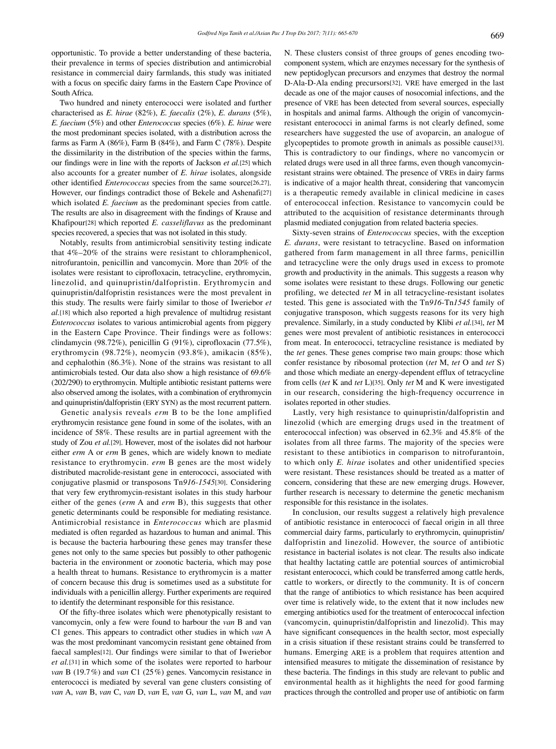opportunistic. To provide a better understanding of these bacteria, their prevalence in terms of species distribution and antimicrobial resistance in commercial dairy farmlands, this study was initiated with a focus on specific dairy farms in the Eastern Cape Province of South Africa.

Two hundred and ninety enterococci were isolated and further characterised as *E. hirae* (82%), *E. faecalis* (2%), *E. durans* (5%), *E. faecium* (5%) and other *Enterococcus* species (6%). *E. hirae* were the most predominant species isolated, with a distribution across the farms as Farm A (86%), Farm B (84%), and Farm C (78%). Despite the dissimilarity in the distribution of the species within the farms, our findings were in line with the reports of Jackson *et al.*[25] which also accounts for a greater number of *E. hirae* isolates, alongside other identified *Enterococcus* species from the same source[26,27]. However, our findings contradict those of Bekele and Ashenafi[27] which isolated *E. faecium* as the predominant species from cattle. The results are also in disagreement with the findings of Krause and Khafipour[28] which reported *E. casseliflavus* as the predominant species recovered, a species that was not isolated in this study.

Notably, results from antimicrobial sensitivity testing indicate that 4%–20% of the strains were resistant to chloramphenicol, nitrofurantoin, penicillin and vancomycin. More than 20% of the isolates were resistant to ciprofloxacin, tetracycline, erythromycin, linezolid, and quinupristin/dalfopristin. Erythromycin and quinupristin/dalfopristin resistances were the most prevalent in this study. The results were fairly similar to those of Iweriebor *et al.*[18] which also reported a high prevalence of multidrug resistant *Enterococcus* isolates to various antimicrobial agents from piggery in the Eastern Cape Province. Their findings were as follows: clindamycin (98.72%), penicillin G (91%), ciprofloxacin (77.5%), erythromycin (98.72%), neomycin (93.8%), amikacin (85%), and cephalothin (86.3%). None of the strains was resistant to all antimicrobials tested. Our data also show a high resistance of 69.6% (202/290) to erythromycin. Multiple antibiotic resistant patterns were also observed among the isolates, with a combination of erythromycin and quinupristin/dalfopristin (ERY SYN) as the most recurrent pattern.

Genetic analysis reveals *erm* B to be the lone amplified erythromycin resistance gene found in some of the isolates, with an incidence of 58%. These results are in partial agreement with the study of Zou *et al.*[29]. However, most of the isolates did not harbour either *erm* A or *erm* B genes, which are widely known to mediate resistance to erythromycin. *erm* B genes are the most widely distributed macrolide-resistant gene in enterococci, associated with conjugative plasmid or transposons Tn*916-1545*[30]. Considering that very few erythromycin-resistant isolates in this study harbour either of the genes (*erm* A and *erm* B), this suggests that other genetic determinants could be responsible for mediating resistance. Antimicrobial resistance in *Enterococcus* which are plasmid mediated is often regarded as hazardous to human and animal. This is because the bacteria harbouring these genes may transfer these genes not only to the same species but possibly to other pathogenic bacteria in the environment or zoonotic bacteria, which may pose a health threat to humans. Resistance to erythromycin is a matter of concern because this drug is sometimes used as a substitute for individuals with a penicillin allergy. Further experiments are required to identify the determinant responsible for this resistance.

Of the fifty-three isolates which were phenotypically resistant to vancomycin, only a few were found to harbour the *van* B and van C1 genes. This appears to contradict other studies in which *van* A was the most predominant vancomycin resistant gene obtained from faecal samples[12]. Our findings were similar to that of Iweriebor *et al.*[31] in which some of the isolates were reported to harbour *van* B (19.7%) and *van* C1 (25%) genes. Vancomycin resistance in enterococci is mediated by several van gene clusters consisting of *van* A, *van* B, *van* C, *van* D, *van* E, *van* G, *van* L, *van* M, and *van* N. These clusters consist of three groups of genes encoding two-component system, which are enzymes necessary for the synthesis of new peptidoglycan precursors and enzymes that destroy the normal D-Ala-D-Ala ending precursors[32]. VRE have emerged in the last decade as one of the major causes of nosocomial infections, and the presence of VRE has been detected from several sources, especially in hospitals and animal farms. Although the origin of vancomycin-resistant enterococci in animal farms is not clearly defined, some researchers have suggested the use of avoparcin, an analogue of glycopeptides to promote growth in animals as possible cause[33]. This is contradictory to our findings, where no vancomycin or related drugs were used in all three farms, even though vancomycin-resistant strains were obtained. The presence of VREs in dairy farms is indicative of a major health threat, considering that vancomycin is a therapeutic remedy available in clinical medicine in cases of enterococcal infection. Resistance to vancomycin could be attributed to the acquisition of resistance determinants through plasmid mediated conjugation from related bacteria species.

Sixty-seven strains of *Enterococcus* species, with the exception *E. durans*, were resistant to tetracycline. Based on information gathered from farm management in all three farms, penicillin and tetracycline were the only drugs used in excess to promote growth and productivity in the animals. This suggests a reason why some isolates were resistant to these drugs. Following our genetic profiling, we detected *tet* M in all tetracycline-resistant isolates tested. This gene is associated with the Tn*916*-Tn*1545* family of conjugative transposon, which suggests reasons for its very high prevalence. Similarly, in a study conducted by Klibi *et al.*[34], *tet* M genes were most prevalent of antibiotic resistances in enterococci from meat. In enterococci, tetracycline resistance is mediated by the *tet* genes. These genes comprise two main groups: those which confer resistance by ribosomal protection (*tet* M, *tet* O and *tet* S) and those which mediate an energy-dependent efflux of tetracycline from cells (*tet* K and *tet* L)[35]. Only *tet* M and K were investigated in our research, considering the high-frequency occurrence in isolates reported in other studies.

Lastly, very high resistance to quinupristin/dalfopristin and linezolid (which are emerging drugs used in the treatment of enterococcal infection) was observed in 62.3% and 45.8% of the isolates from all three farms. The majority of the species were resistant to these antibiotics in comparison to nitrofurantoin, to which only *E. hirae* isolates and other unidentified species were resistant. These resistances should be treated as a matter of concern, considering that these are new emerging drugs. However, further research is necessary to determine the genetic mechanism responsible for this resistance in the isolates.

In conclusion, our results suggest a relatively high prevalence of antibiotic resistance in enterococci of faecal origin in all three commercial dairy farms, particularly to erythromycin, quinupristin/dalfopristin and linezolid. However, the source of antibiotic resistance in bacterial isolates is not clear. The results also indicate that healthy lactating cattle are potential sources of antimicrobial resistant enterococci, which could be transferred among cattle herds, cattle to workers, or directly to the community. It is of concern that the range of antibiotics to which resistance has been acquired over time is relatively wide, to the extent that it now includes new emerging antibiotics used for the treatment of enterococcal infection (vancomycin, quinupristin/dalfopristin and linezolid). This may have significant consequences in the health sector, most especially in a crisis situation if these resistant strains could be transferred to humans. Emerging ARE is a problem that requires attention and intensified measures to mitigate the dissemination of resistance by these bacteria. The findings in this study are relevant to public and environmental health as it highlights the need for good farming practices through the controlled and proper use of antibiotic on farm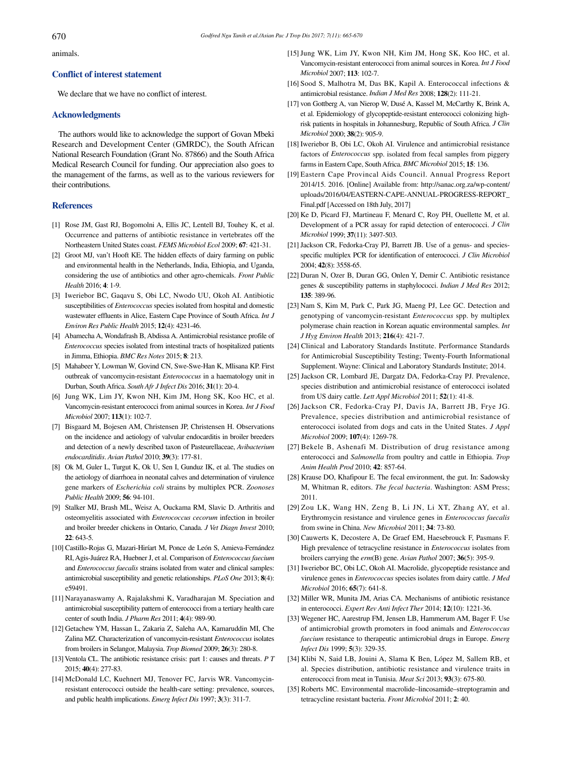animals.

## Conflict of interest statement

We declare that we have no conflict of interest.

## Acknowledgments

The authors would like to acknowledge the support of Govan Mbeki Research and Development Center (GMRDC), the South African National Research Foundation (Grant No. 87866) and the South Africa Medical Research Council for funding. Our appreciation also goes to the management of the farms, as well as to the various reviewers for their contributions.

## References

[1] Rose JM, Gast RJ, Bogomolni A, Ellis JC, Lentell BJ, Touhey K, et al. Occurrence and patterns of antibiotic resistance in vertebrates off the Northeastern United States coast. *FEMS Microbiol Ecol* 2009; **67**: 421-31.

[2] Groot MJ, van't Hooft KE. The hidden effects of dairy farming on public and environmental health in the Netherlands, India, Ethiopia, and Uganda, considering the use of antibiotics and other agro-chemicals. *Front Public Health* 2016; **4**: 1-9.

[3] Iweriebor BC, Gaqavu S, Obi LC, Nwodo UU, Okoh AI. Antibiotic susceptibilities of *Enterococcus* species isolated from hospital and domestic wastewater effluents in Alice, Eastern Cape Province of South Africa. *Int J Environ Res Public Health* 2015; **12**(4): 4231-46.

[4] Abamecha A, Wondafrash B, Abdissa A. Antimicrobial resistance profile of *Enterococcus* species isolated from intestinal tracts of hospitalized patients in Jimma, Ethiopia. *BMC Res Notes* 2015; **8**: 213.

[5] Mahabeer Y, Lowman W, Govind CN, Swe-Swe-Han K, Mlisana KP. First outbreak of vancomycin-resistant *Enterococcus* in a haematology unit in Durban, South Africa. *South Afr J Infect Dis* 2016; **31**(1): 20-4.

[6] Jung WK, Lim JY, Kwon NH, Kim JM, Hong SK, Koo HC, et al. Vancomycin-resistant enterococci from animal sources in Korea. *Int J Food Microbiol* 2007; **113**(1): 102-7.

[7] Bisgaard M, Bojesen AM, Christensen JP, Christensen H. Observations on the incidence and aetiology of valvular endocarditis in broiler breeders and detection of a newly described taxon of Pasteurellaceae, *Avibacterium endocarditidis*. *Avian Pathol* 2010; **39**(3): 177-81.

[8] Ok M, Guler L, Turgut K, Ok U, Sen I, Gunduz IK, et al. The studies on the aetiology of diarrhoea in neonatal calves and determination of virulence gene markers of *Escherichia coli* strains by multiplex PCR. *Zoonoses Public Health* 2009; **56**: 94-101.

[9] Stalker MJ, Brash ML, Weisz A, Ouckama RM, Slavic D. Arthritis and osteomyelitis associated with *Enterococcus cecorum* infection in broiler and broiler breeder chickens in Ontario, Canada. *J Vet Diagn Invest* 2010; **22**: 643-5.

[10] Castillo-Rojas G, Mazari-Hiríart M, Ponce de León S, Amieva-Fernández RI, Agis-Juárez RA, Huebner J, et al. Comparison of *Enterococcus faecium* and *Enterococcus faecalis* strains isolated from water and clinical samples: antimicrobial susceptibility and genetic relationships. *PLoS One* 2013; **8**(4): e59491.

[11] Narayanaswamy A, Rajalakshmi K, Varadharajan M. Speciation and antimicrobial susceptibility pattern of enterococci from a tertiary health care center of south India. *J Pharm Res* 2011; **4**(4): 989-90.

[12] Getachew YM, Hassan L, Zakaria Z, Saleha AA, Kamaruddin MI, Che Zalina MZ. Characterization of vancomycin-resistant *Enterococcus* isolates from broilers in Selangor, Malaysia. *Trop Biomed* 2009; **26**(3): 280-8.

[13] Ventola CL. The antibiotic resistance crisis: part 1: causes and threats. *P T* 2015; **40**(4): 277-83.

[14] McDonald LC, Kuehnert MJ, Tenover FC, Jarvis WR. Vancomycin-resistant enterococci outside the health-care setting: prevalence, sources, and public health implications. *Emerg Infect Dis* 1997; **3**(3): 311-7.

[15] Jung WK, Lim JY, Kwon NH, Kim JM, Hong SK, Koo HC, et al. Vancomycin-resistant enterococci from animal sources in Korea. *Int J Food Microbiol* 2007; **113**: 102-7.

[16] Sood S, Malhotra M, Das BK, Kapil A. Enterococcal infections & antimicrobial resistance. *Indian J Med Res* 2008; **128**(2): 111-21.

[17] von Gottberg A, van Nierop W, Dusé A, Kassel M, McCarthy K, Brink A, et al. Epidemiology of glycopeptide-resistant enterococci colonizing high-risk patients in hospitals in Johannesburg, Republic of South Africa. *J Clin Microbiol* 2000; **38**(2): 905-9.

[18] Iweriebor B, Obi LC, Okoh AI. Virulence and antimicrobial resistance factors of *Enterococcus* spp. isolated from fecal samples from piggery farms in Eastern Cape, South Africa. *BMC Microbiol* 2015; **15**: 136.

[19] Eastern Cape Provincal Aids Council. Annual Progress Report 2014/15. 2016. [Online] Available from: http://sanac.org.za/wp-content/uploads/2016/04/EASTERN-CAPE-ANNUAL-PROGRESS-REPORT_Final.pdf [Accessed on 18th July, 2017]

[20] Ke D, Picard FJ, Martineau F, Menard C, Roy PH, Ouellette M, et al. Development of a PCR assay for rapid detection of enterococci. *J Clin Microbiol* 1999; **37**(11): 3497-503.

[21] Jackson CR, Fedorka-Cray PJ, Barrett JB. Use of a genus- and species-specific multiplex PCR for identification of enterococci. *J Clin Microbiol* 2004; **42**(8): 3558-65.

[22] Duran N, Ozer B, Duran GG, Onlen Y, Demir C. Antibiotic resistance genes & susceptibility patterns in staphylococci. *Indian J Med Res* 2012; **135**: 389-96.

[23] Nam S, Kim M, Park C, Park JG, Maeng PJ, Lee GC. Detection and genotyping of vancomycin-resistant *Enterococcus* spp. by multiplex polymerase chain reaction in Korean aquatic environmental samples. *Int J Hyg Environ Health* 2013; **216**(4): 421-7.

[24] Clinical and Laboratory Standards Institute. Performance Standards for Antimicrobial Susceptibility Testing; Twenty-Fourth Informational Supplement. Wayne: Clinical and Laboratory Standards Institute; 2014.

[25] Jackson CR, Lombard JE, Dargatz DA, Fedorka-Cray PJ. Prevalence, species distribution and antimicrobial resistance of enterococci isolated from US dairy cattle. *Lett Appl Microbiol* 2011; **52**(1): 41-8.

[26] Jackson CR, Fedorka-Cray PJ, Davis JA, Barrett JB, Frye JG. Prevalence, species distribution and antimicrobial resistance of enterococci isolated from dogs and cats in the United States. *J Appl Microbiol* 2009; **107**(4): 1269-78.

[27] Bekele B, Ashenafi M. Distribution of drug resistance among enterococci and *Salmonella* from poultry and cattle in Ethiopia. *Trop Anim Health Prod* 2010; **42**: 857-64.

[28] Krause DO, Khafipour E. The fecal environment, the gut. In: Sadowsky M, Whitman R, editors. *The fecal bacteria*. Washington: ASM Press; 2011.

[29] Zou LK, Wang HN, Zeng B, Li JN, Li XT, Zhang AY, et al. Erythromycin resistance and virulence genes in *Enterococcus faecalis* from swine in China. *New Microbiol* 2011; **34**: 73-80.

[30] Cauwerts K, Decostere A, De Graef EM, Haesebrouck F, Pasmans F. High prevalence of tetracycline resistance in *Enterococcus* isolates from broilers carrying the *erm*(B) gene. *Avian Pathol* 2007; **36**(5): 395-9.

[31] Iweriebor BC, Obi LC, Okoh AI. Macrolide, glycopeptide resistance and virulence genes in *Enterococcus* species isolates from dairy cattle. *J Med Microbiol* 2016; **65**(7): 641-8.

[32] Miller WR, Munita JM, Arias CA. Mechanisms of antibiotic resistance in enterococci. *Expert Rev Anti Infect Ther* 2014; **12**(10): 1221-36.

[33] Wegener HC, Aarestrup FM, Jensen LB, Hammerum AM, Bager F. Use of antimicrobial growth promoters in food animals and *Enterococcus faecium* resistance to therapeutic antimicrobial drugs in Europe. *Emerg Infect Dis* 1999; **5**(3): 329-35.

[34] Klibi N, Said LB, Jouini A, Slama K Ben, López M, Sallem RB, et al. Species distribution, antibiotic resistance and virulence traits in enterococci from meat in Tunisia. *Meat Sci* 2013; **93**(3): 675-80.

[35] Roberts MC. Environmental macrolide–lincosamide–streptogramin and tetracycline resistant bacteria. *Front Microbiol* 2011; **2**: 40.